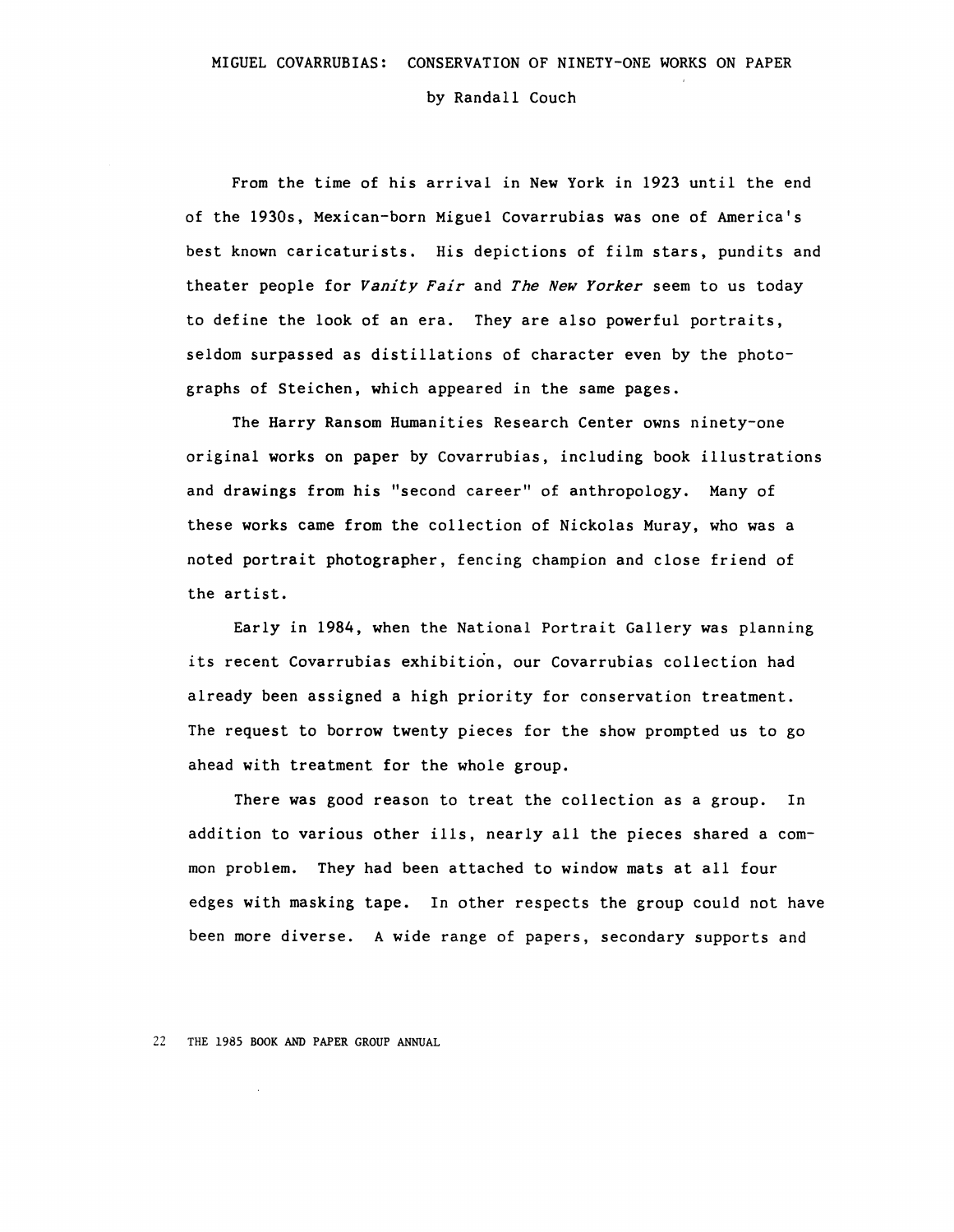# MIGUEL COVARRUBIAS: CONSERVATION OF NINETY-ONE WORKS ON PAPER

by Randall Couch

From the time of his arrival in New York in 1923 until the end of the 1930s, Mexican-born Miguel Covarrubias was one of America's best known caricaturists. His depictions of film stars, pundits and theater people for *Vanity Fair* and *The New Yorker* seem to us today to define the look of an era. They are also powerful portraits, seldom surpassed as distillations of character even by the photographs of Steichen, which appeared in the same pages.

The Harry Ransom Humanities Research Center owns ninety-one original works on paper by Covarrubias, including book illustrations and drawings from his "second career" of anthropology. Many of these works came from the collection of Nickolas Muray, who was a noted portrait photographer, fencing champion and close friend of the artist.

Early in 1984, when the National Portrait Gallery was planning its recent Covarrubias exhibition, our Covarrubias collection had already been assigned a high priority for conservation treatment. The request to borrow twenty pieces for the show prompted us to go ahead with treatment for the whole group.

There was good reason to treat the collection as a group. In addition to various other ills, nearly all the pieces shared a common problem. They had been attached to window mats at all four edges with masking tape. In other respects the group could not have been more diverse. A wide range of papers, secondary supports and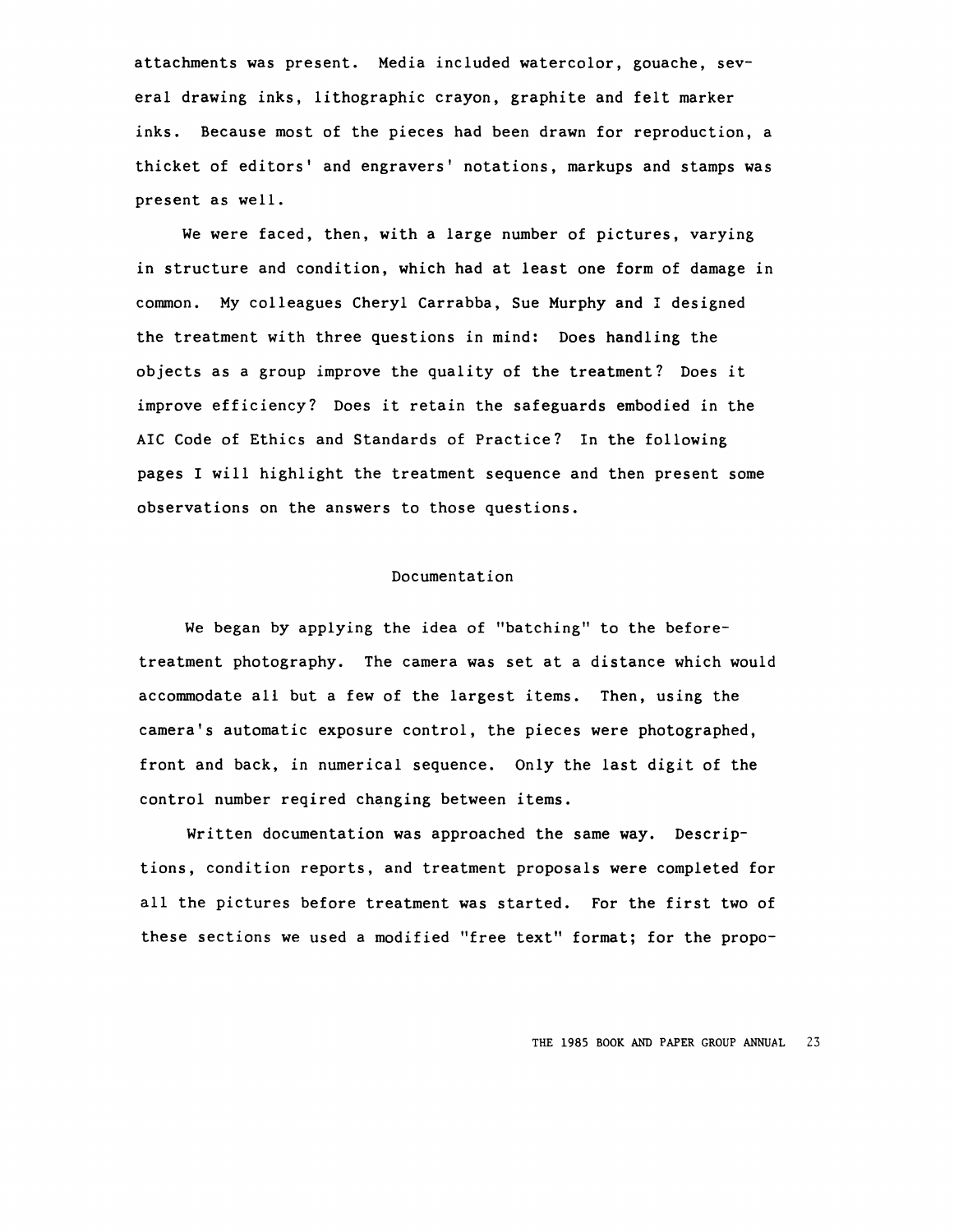attachments was present. Media included watercolor, gouache, several drawing inks, lithographic crayon, graphite and felt marker inks. Because most of the pieces had been drawn for reproduction, a thicket of editors' and engravers' notations, markups and stamps was present as well.

We were faced, then, with a large number of pictures, varying in structure and condition, which had at least one form of damage in common. My colleagues Cheryl Carrabba, Sue Murphy and I designed the treatment with three questions in mind: Does handling the objects as a group improve the quality of the treatment? Does it improve efficiency? Does it retain the safeguards embodied in the AIC Code of Ethics and Standards of Practice? In the following pages I will highlight the treatment sequence and then present some observations on the answers to those questions.

## Documentation

We began by applying the idea of "batching" to the before-treatment photography. The camera was set at a distance which would accommodate all but a few of the largest items. Then, using the camera's automatic exposure control, the pieces were photographed, front and back, in numerical sequence. Only the last digit of the control number reqired changing between items.

Written documentation was approached the same way. Descriptions, condition reports, and treatment proposals were completed for all the pictures before treatment was started. For the first two of these sections we used a modified "free text" format; for the propo-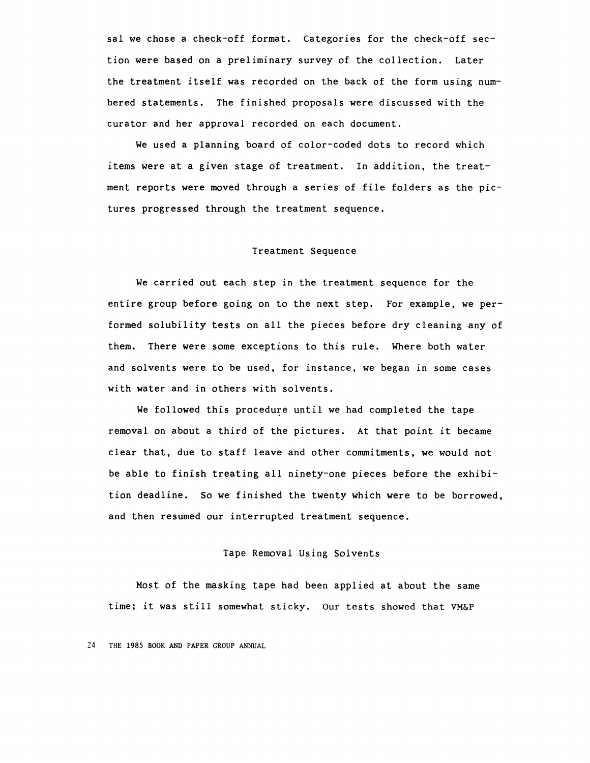sal we chose a check-off format. Categories for the check-off section were based on a preliminary survey of the collection. Later the treatment itself was recorded on the back of the form using numbered statements. The finished proposals were discussed with the curator and her approval recorded on each document.

We used a planning board of color-coded dots to record which items were at a given stage of treatment. In addition, the treatment reports were moved through a series of file folders as the pictures progressed through the treatment sequence.

## Treatment Sequence

We carried out each step in the treatment sequence for the entire group before going on to the next step. For example, we performed solubility tests on all the pieces before dry cleaning any of them. There were some exceptions to this rule. Where both water and solvents were to be used, for instance, we began in some cases with water and in others with solvents.

We followed this procedure until we had completed the tape removal on about a third of the pictures. At that point it became clear that, due to staff leave and other commitments, we would not be able to finish treating all ninety-one pieces before the exhibition deadline. So we finished the twenty which were to be borrowed, and then resumed our interrupted treatment sequence.

## Tape Removal Using Solvents

Most of the masking tape had been applied at about the same time; it was still somewhat sticky. Our tests showed that VM&P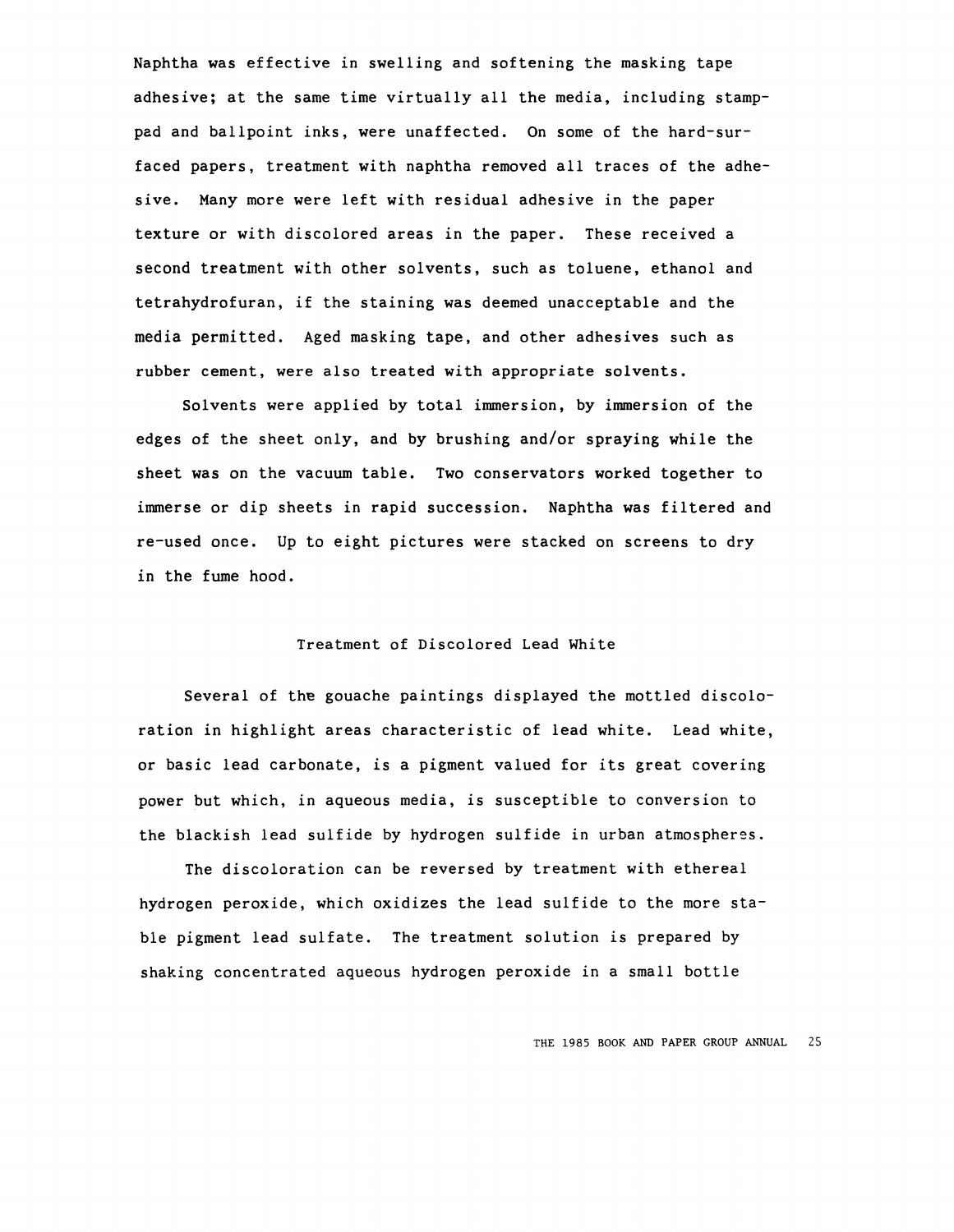Naphtha was effective in swelling and softening the masking tape adhesive; at the same time virtually all the media, including stamp-pad and ballpoint inks, were unaffected. On some of the hard-surfaced papers, treatment with naphtha removed all traces of the adhesive. Many more were left with residual adhesive in the paper texture or with discolored areas in the paper. These received a second treatment with other solvents, such as toluene, ethanol and tetrahydrofuran, if the staining was deemed unacceptable and the media permitted. Aged masking tape, and other adhesives such as rubber cement, were also treated with appropriate solvents.

Solvents were applied by total immersion, by immersion of the edges of the sheet only, and by brushing and/or spraying while the sheet was on the vacuum table. Two conservators worked together to immerse or dip sheets in rapid succession. Naphtha was filtered and re-used once. Up to eight pictures were stacked on screens to dry in the fume hood.

## Treatment of Discolored Lead White

Several of the gouache paintings displayed the mottled discoloration in highlight areas characteristic of lead white. Lead white, or basic lead carbonate, is a pigment valued for its great covering power but which, in aqueous media, is susceptible to conversion to the blackish lead sulfide by hydrogen sulfide in urban atmospheres.

The discoloration can be reversed by treatment with ethereal hydrogen peroxide, which oxidizes the lead sulfide to the more stable pigment lead sulfate. The treatment solution is prepared by shaking concentrated aqueous hydrogen peroxide in a small bottle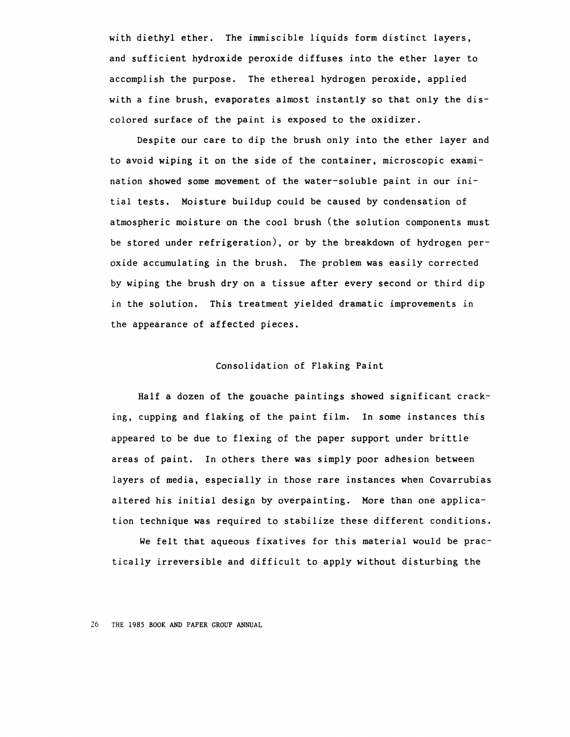with diethyl ether. The immiscible liquids form distinct layers, and sufficient hydroxide peroxide diffuses into the ether layer to accomplish the purpose. The ethereal hydrogen peroxide, applied with a fine brush, evaporates almost instantly so that only the discolored surface of the paint is exposed to the oxidizer.

Despite our care to dip the brush only into the ether layer and to avoid wiping it on the side of the container, microscopic examination showed some movement of the water-soluble paint in our initial tests. Moisture buildup could be caused by condensation of atmospheric moisture on the cool brush (the solution components must be stored under refrigeration), or by the breakdown of hydrogen peroxide accumulating in the brush. The problem was easily corrected by wiping the brush dry on a tissue after every second or third dip in the solution. This treatment yielded dramatic improvements in the appearance of affected pieces.

## Consolidation of Flaking Paint

Half a dozen of the gouache paintings showed significant cracking, cupping and flaking of the paint film. In some instances this appeared to be due to flexing of the paper support under brittle areas of paint. In others there was simply poor adhesion between layers of media, especially in those rare instances when Covarrubias altered his initial design by overpainting. More than one application technique was required to stabilize these different conditions.

We felt that aqueous fixatives for this material would be practically irreversible and difficult to apply without disturbing the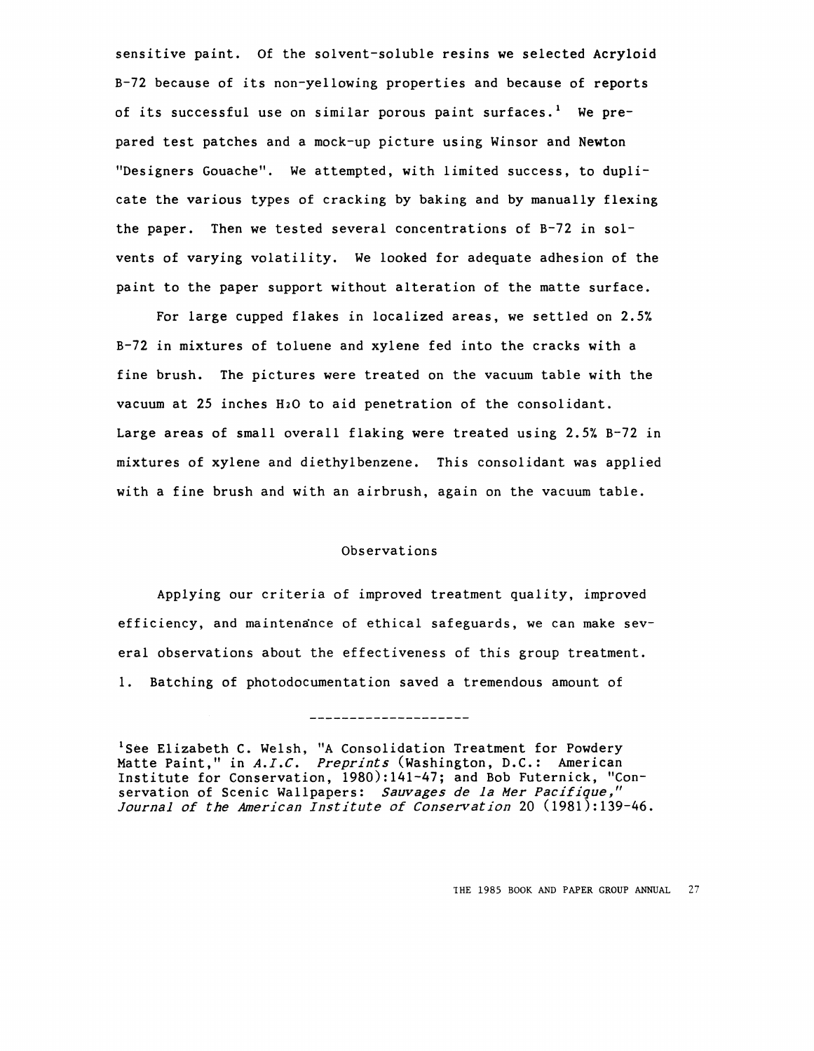sensitive paint. Of the solvent-soluble resins we selected Acryloid B-72 because of its non-yellowing properties and because of reports of its successful use on similar porous paint surfaces.[1] We prepared test patches and a mock-up picture using Winsor and Newton "Designers Gouache". We attempted, with limited success, to duplicate the various types of cracking by baking and by manually flexing the paper. Then we tested several concentrations of B-72 in solvents of varying volatility. We looked for adequate adhesion of the paint to the paper support without alteration of the matte surface.

For large cupped flakes in localized areas, we settled on 2.5% B-72 in mixtures of toluene and xylene fed into the cracks with a fine brush. The pictures were treated on the vacuum table with the vacuum at 25 inches $H_2O$ to aid penetration of the consolidant. Large areas of small overall flaking were treated using 2.5% B-72 in mixtures of xylene and diethylbenzene. This consolidant was applied with a fine brush and with an airbrush, again on the vacuum table.

## Observations

Applying our criteria of improved treatment quality, improved efficiency, and maintenance of ethical safeguards, we can make several observations about the effectiveness of this group treatment.

1. Batching of photodocumentation saved a tremendous amount of

---

[1]See Elizabeth C. Welsh, "A Consolidation Treatment for Powdery Matte Paint," in *A.I.C. Preprints* (Washington, D.C.: American Institute for Conservation, 1980):141-47; and Bob Futernick, "Conservation of Scenic Wallpapers: *Sauvages de la Mer Pacifique*," *Journal of the American Institute of Conservation* 20 (1981):139-46.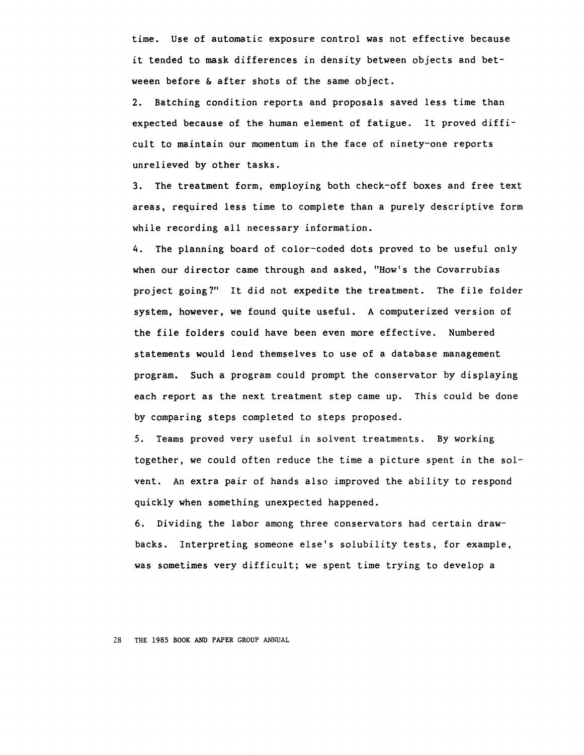time. Use of automatic exposure control was not effective because it tended to mask differences in density between objects and betweeen before & after shots of the same object.

2. Batching condition reports and proposals saved less time than expected because of the human element of fatigue. It proved difficult to maintain our momentum in the face of ninety-one reports unrelieved by other tasks.

3. The treatment form, employing both check-off boxes and free text areas, required less time to complete than a purely descriptive form while recording all necessary information.

4. The planning board of color-coded dots proved to be useful only when our director came through and asked, "How's the Covarrubias project going?" It did not expedite the treatment. The file folder system, however, we found quite useful. A computerized version of the file folders could have been even more effective. Numbered statements would lend themselves to use of a database management program. Such a program could prompt the conservator by displaying each report as the next treatment step came up. This could be done by comparing steps completed to steps proposed.

5. Teams proved very useful in solvent treatments. By working together, we could often reduce the time a picture spent in the solvent. An extra pair of hands also improved the ability to respond quickly when something unexpected happened.

6. Dividing the labor among three conservators had certain drawbacks. Interpreting someone else's solubility tests, for example, was sometimes very difficult; we spent time trying to develop a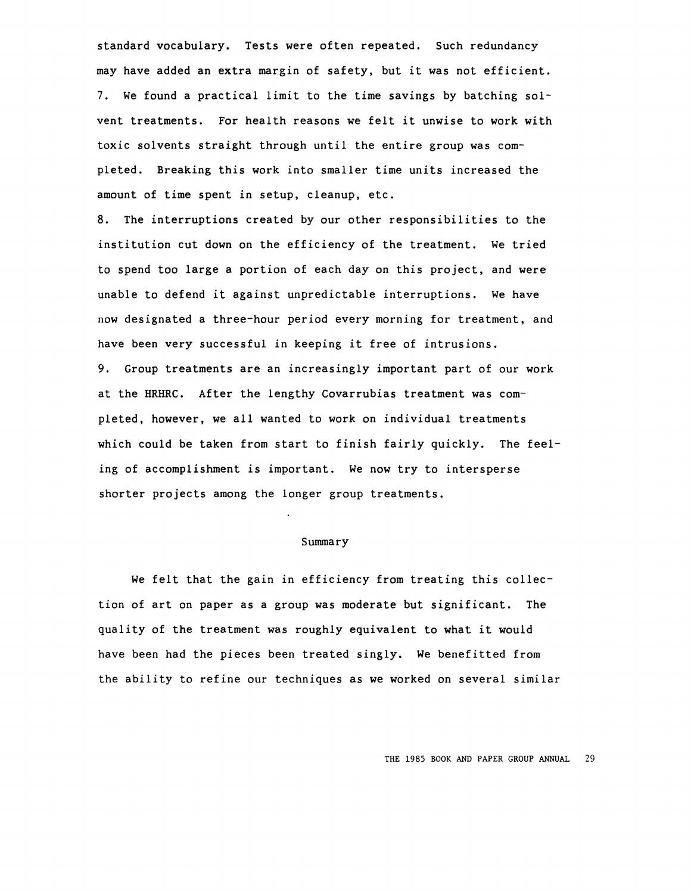standard vocabulary. Tests were often repeated. Such redundancy may have added an extra margin of safety, but it was not efficient.

7. We found a practical limit to the time savings by batching solvent treatments. For health reasons we felt it unwise to work with toxic solvents straight through until the entire group was completed. Breaking this work into smaller time units increased the amount of time spent in setup, cleanup, etc.

8. The interruptions created by our other responsibilities to the institution cut down on the efficiency of the treatment. We tried to spend too large a portion of each day on this project, and were unable to defend it against unpredictable interruptions. We have now designated a three-hour period every morning for treatment, and have been very successful in keeping it free of intrusions.

9. Group treatments are an increasingly important part of our work at the HRHRC. After the lengthy Covarrubias treatment was completed, however, we all wanted to work on individual treatments which could be taken from start to finish fairly quickly. The feeling of accomplishment is important. We now try to intersperse shorter projects among the longer group treatments.

## Summary

We felt that the gain in efficiency from treating this collection of art on paper as a group was moderate but significant. The quality of the treatment was roughly equivalent to what it would have been had the pieces been treated singly. We benefitted from the ability to refine our techniques as we worked on several similar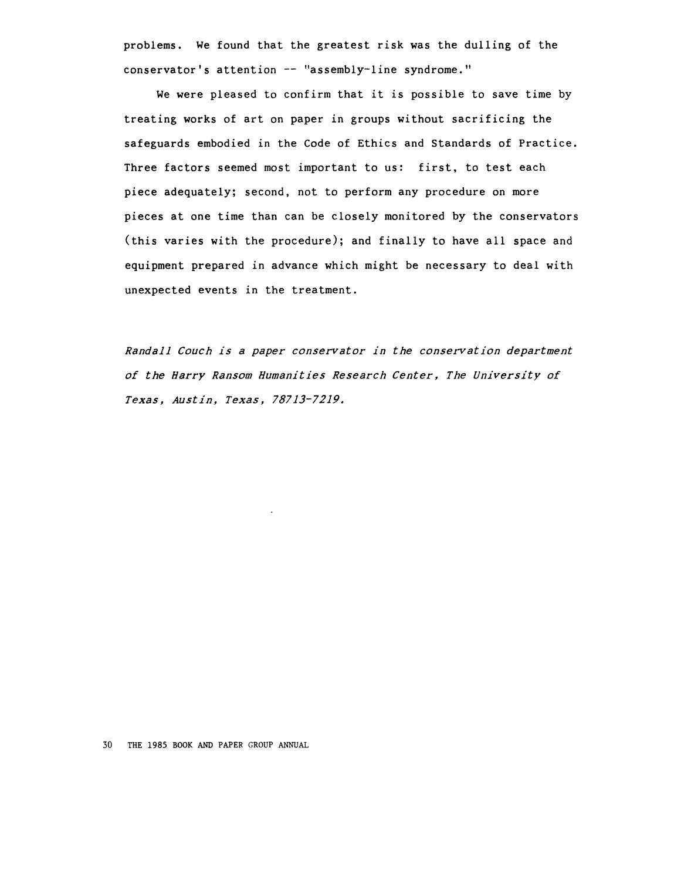problems. We found that the greatest risk was the dulling of the conservator's attention -- "assembly-line syndrome."

We were pleased to confirm that it is possible to save time by treating works of art on paper in groups without sacrificing the safeguards embodied in the Code of Ethics and Standards of Practice. Three factors seemed most important to us: first, to test each piece adequately; second, not to perform any procedure on more pieces at one time than can be closely monitored by the conservators (this varies with the procedure); and finally to have all space and equipment prepared in advance which might be necessary to deal with unexpected events in the treatment.

*Randall Couch is a paper conservator in the conservation department of the Harry Ransom Humanities Research Center, The University of Texas, Austin, Texas, 78713-7219.*